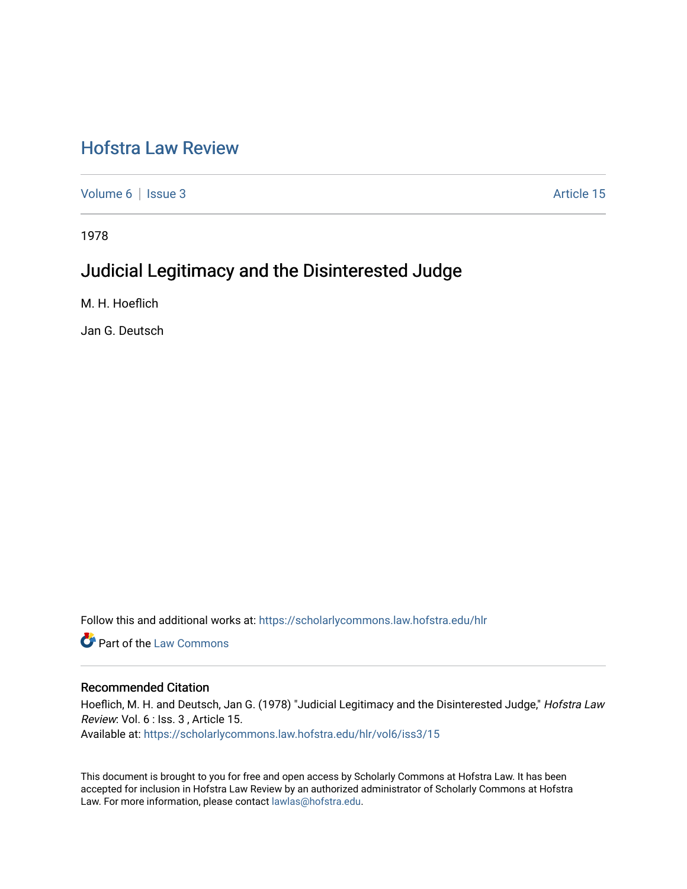# Hofstra Law Review

Volume 6 | Issue 3 Article 15

1978

## Judicial Legitimacy and the Disinterested Judge

M. H. Hoeflich

Jan G. Deutsch

Follow this and additional works at: https://scholarlycommons.law.hofstra.edu/hlr

Part of the Law Commons

### Recommended Citation

Hoeflich, M. H. and Deutsch, Jan G. (1978) "Judicial Legitimacy and the Disinterested Judge," *Hofstra Law Review*: Vol. 6 : Iss. 3 , Article 15.
Available at: https://scholarlycommons.law.hofstra.edu/hlr/vol6/iss3/15

This document is brought to you for free and open access by Scholarly Commons at Hofstra Law. It has been accepted for inclusion in Hofstra Law Review by an authorized administrator of Scholarly Commons at Hofstra Law. For more information, please contact lawlas@hofstra.edu.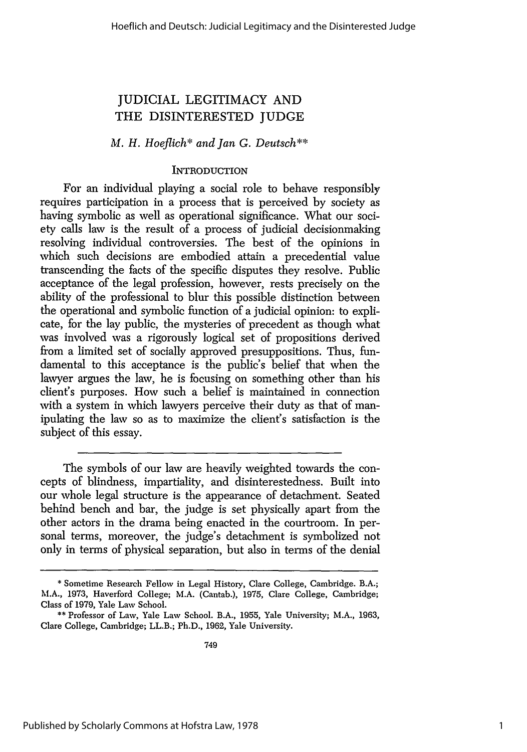# JUDICIAL LEGITIMACY AND THE DISINTERESTED JUDGE

*M. H. Hoeflich\* and Jan G. Deutsch\*\**

## INTRODUCTION

For an individual playing a social role to behave responsibly requires participation in a process that is perceived by society as having symbolic as well as operational significance. What our society calls law is the result of a process of judicial decisionmaking resolving individual controversies. The best of the opinions in which such decisions are embodied attain a precedential value transcending the facts of the specific disputes they resolve. Public acceptance of the legal profession, however, rests precisely on the ability of the professional to blur this possible distinction between the operational and symbolic function of a judicial opinion: to explicate, for the lay public, the mysteries of precedent as though what was involved was a rigorously logical set of propositions derived from a limited set of socially approved presuppositions. Thus, fundamental to this acceptance is the public's belief that when the lawyer argues the law, he is focusing on something other than his client's purposes. How such a belief is maintained in connection with a system in which lawyers perceive their duty as that of manipulating the law so as to maximize the client's satisfaction is the subject of this essay.

---

The symbols of our law are heavily weighted towards the concepts of blindness, impartiality, and disinterestedness. Built into our whole legal structure is the appearance of detachment. Seated behind bench and bar, the judge is set physically apart from the other actors in the drama being enacted in the courtroom. In personal terms, moreover, the judge's detachment is symbolized not only in terms of physical separation, but also in terms of the denial

---

\* Sometime Research Fellow in Legal History, Clare College, Cambridge. B.A.; M.A., 1973, Haverford College; M.A. (Cantab.), 1975, Clare College, Cambridge; Class of 1979, Yale Law School.

\*\* Professor of Law, Yale Law School. B.A., 1955, Yale University; M.A., 1963, Clare College, Cambridge; LL.B.; Ph.D., 1962, Yale University.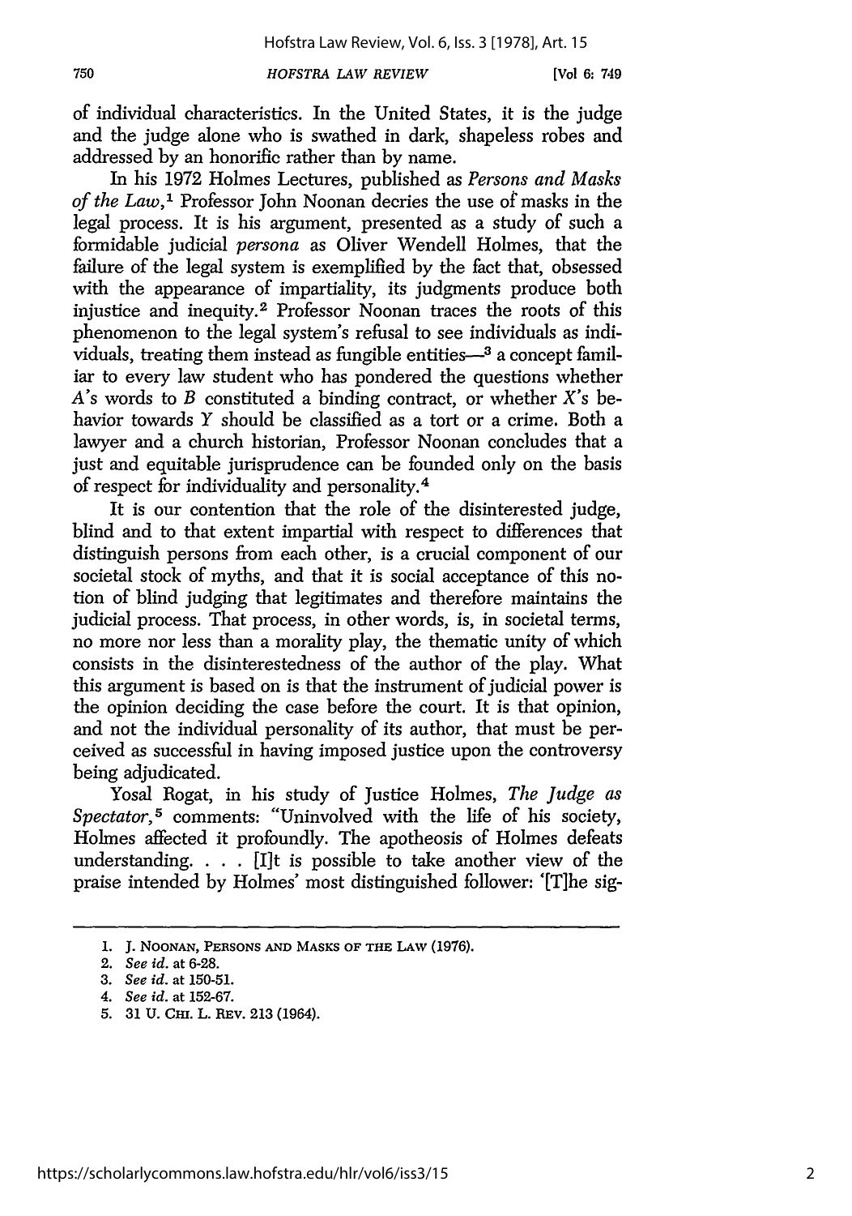of individual characteristics. In the United States, it is the judge and the judge alone who is swathed in dark, shapeless robes and addressed by an honorific rather than by name.

In his 1972 Holmes Lectures, published as *Persons and Masks of the Law*,[1] Professor John Noonan decries the use of masks in the legal process. It is his argument, presented as a study of such a formidable judicial *persona* as Oliver Wendell Holmes, that the failure of the legal system is exemplified by the fact that, obsessed with the appearance of impartiality, its judgments produce both injustice and inequity.[2] Professor Noonan traces the roots of this phenomenon to the legal system's refusal to see individuals as individuals, treating them instead as fungible entities—[3] a concept familiar to every law student who has pondered the questions whether *A*'s words to *B* constituted a binding contract, or whether *X*'s behavior towards *Y* should be classified as a tort or a crime. Both a lawyer and a church historian, Professor Noonan concludes that a just and equitable jurisprudence can be founded only on the basis of respect for individuality and personality.[4]

It is our contention that the role of the disinterested judge, blind and to that extent impartial with respect to differences that distinguish persons from each other, is a crucial component of our societal stock of myths, and that it is social acceptance of this notion of blind judging that legitimates and therefore maintains the judicial process. That process, in other words, is, in societal terms, no more nor less than a morality play, the thematic unity of which consists in the disinterestedness of the author of the play. What this argument is based on is that the instrument of judicial power is the opinion deciding the case before the court. It is that opinion, and not the individual personality of its author, that must be perceived as successful in having imposed justice upon the controversy being adjudicated.

Yosal Rogat, in his study of Justice Holmes, *The Judge as Spectator*,[5] comments: "Uninvolved with the life of his society, Holmes affected it profoundly. The apotheosis of Holmes defeats understanding. . . . [I]t is possible to take another view of the praise intended by Holmes' most distinguished follower: '[T]he sig-

---

1. J. NOONAN, PERSONS AND MASKS OF THE LAW (1976).
2. *See id.* at 6-28.
3. *See id.* at 150-51.
4. *See id.* at 152-67.
5. 31 U. CHI. L. REV. 213 (1964).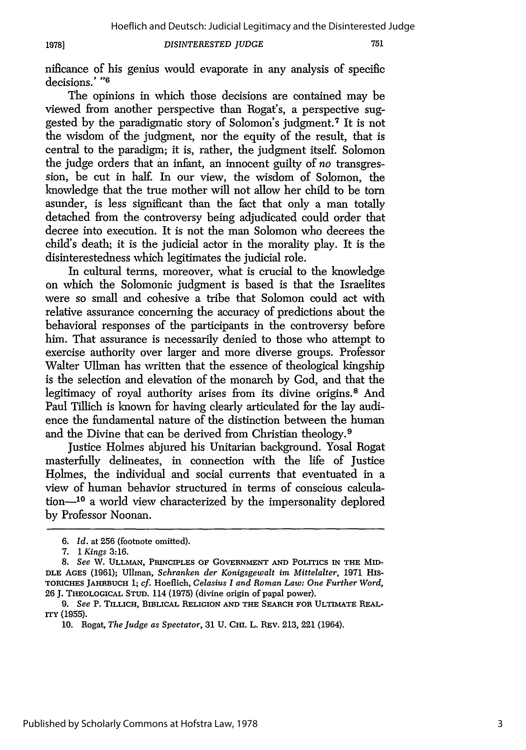nificance of his genius would evaporate in any analysis of specific decisions.' "[6]

The opinions in which those decisions are contained may be viewed from another perspective than Rogat's, a perspective suggested by the paradigmatic story of Solomon's judgment.[7] It is not the wisdom of the judgment, nor the equity of the result, that is central to the paradigm; it is, rather, the judgment itself. Solomon the judge orders that an infant, an innocent guilty of *no* transgression, be cut in half. In our view, the wisdom of Solomon, the knowledge that the true mother will not allow her child to be torn asunder, is less significant than the fact that only a man totally detached from the controversy being adjudicated could order that decree into execution. It is not the man Solomon who decrees the child's death; it is the judicial actor in the morality play. It is the disinterestedness which legitimates the judicial role.

In cultural terms, moreover, what is crucial to the knowledge on which the Solomonic judgment is based is that the Israelites were so small and cohesive a tribe that Solomon could act with relative assurance concerning the accuracy of predictions about the behavioral responses of the participants in the controversy before him. That assurance is necessarily denied to those who attempt to exercise authority over larger and more diverse groups. Professor Walter Ullman has written that the essence of theological kingship is the selection and elevation of the monarch by God, and that the legitimacy of royal authority arises from its divine origins.[8] And Paul Tillich is known for having clearly articulated for the lay audience the fundamental nature of the distinction between the human and the Divine that can be derived from Christian theology.[9]

Justice Holmes abjured his Unitarian background. Yosal Rogat masterfully delineates, in connection with the life of Justice Holmes, the individual and social currents that eventuated in a view of human behavior structured in terms of conscious calculation—[10] a world view characterized by the impersonality deplored by Professor Noonan.

---

6. *Id.* at 256 (footnote omitted).

7. 1 *Kings* 3:16.

8. *See* W. ULLMAN, PRINCIPLES OF GOVERNMENT AND POLITICS IN THE MIDDLE AGES (1961); Ullman, *Schranken der Konigsgewalt im Mittelalter*, 1971 HISTORICHES JAHRBUCH 1; *cf.* Hoeflich, *Celasius I and Roman Law: One Further Word*, 26 J. THEOLOGICAL STUD. 114 (1975) (divine origin of papal power).

9. *See* P. TILLICH, BIBLICAL RELIGION AND THE SEARCH FOR ULTIMATE REALITY (1955).

10. Rogat, *The Judge as Spectator*, 31 U. CHI. L. REV. 213, 221 (1964).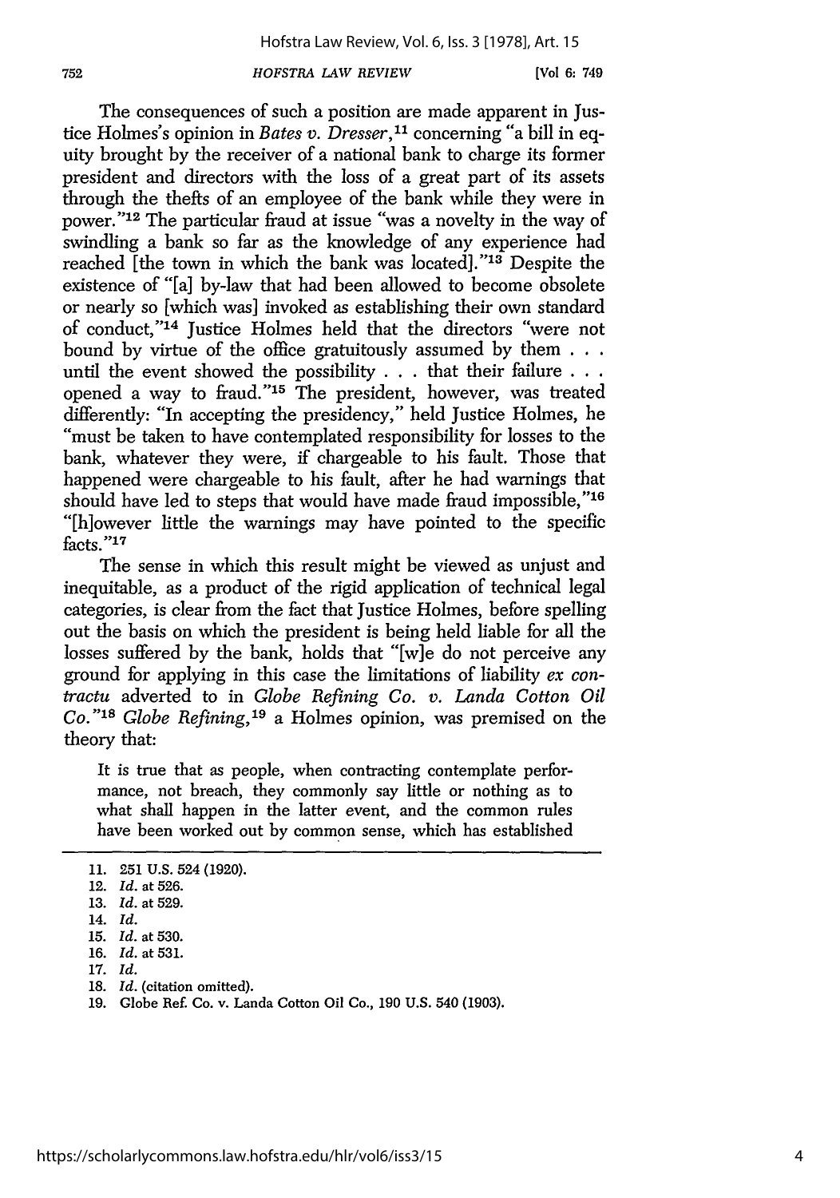The consequences of such a position are made apparent in Justice Holmes's opinion in *Bates v. Dresser*,[11] concerning "a bill in equity brought by the receiver of a national bank to charge its former president and directors with the loss of a great part of its assets through the thefts of an employee of the bank while they were in power."[12] The particular fraud at issue "was a novelty in the way of swindling a bank so far as the knowledge of any experience had reached [the town in which the bank was located]."[13] Despite the existence of "[a] by-law that had been allowed to become obsolete or nearly so [which was] invoked as establishing their own standard of conduct,"[14] Justice Holmes held that the directors "were not bound by virtue of the office gratuitously assumed by them . . . until the event showed the possibility . . . that their failure . . . opened a way to fraud."[15] The president, however, was treated differently: "In accepting the presidency," held Justice Holmes, he "must be taken to have contemplated responsibility for losses to the bank, whatever they were, if chargeable to his fault. Those that happened were chargeable to his fault, after he had warnings that should have led to steps that would have made fraud impossible,"[16] "[h]owever little the warnings may have pointed to the specific facts."[17]

The sense in which this result might be viewed as unjust and inequitable, as a product of the rigid application of technical legal categories, is clear from the fact that Justice Holmes, before spelling out the basis on which the president is being held liable for all the losses suffered by the bank, holds that "[w]e do not perceive any ground for applying in this case the limitations of liability *ex contractu* adverted to in *Globe Refining Co. v. Landa Cotton Oil Co.*"[18] *Globe Refining*,[19] a Holmes opinion, was premised on the theory that:

> It is true that as people, when contracting contemplate performance, not breach, they commonly say little or nothing as to what shall happen in the latter event, and the common rules have been worked out by common sense, which has established

---

11. 251 U.S. 524 (1920).
12. *Id.* at 526.
13. *Id.* at 529.
14. *Id.*
15. *Id.* at 530.
16. *Id.* at 531.
17. *Id.*
18. *Id.* (citation omitted).
19. Globe Ref. Co. v. Landa Cotton Oil Co., 190 U.S. 540 (1903).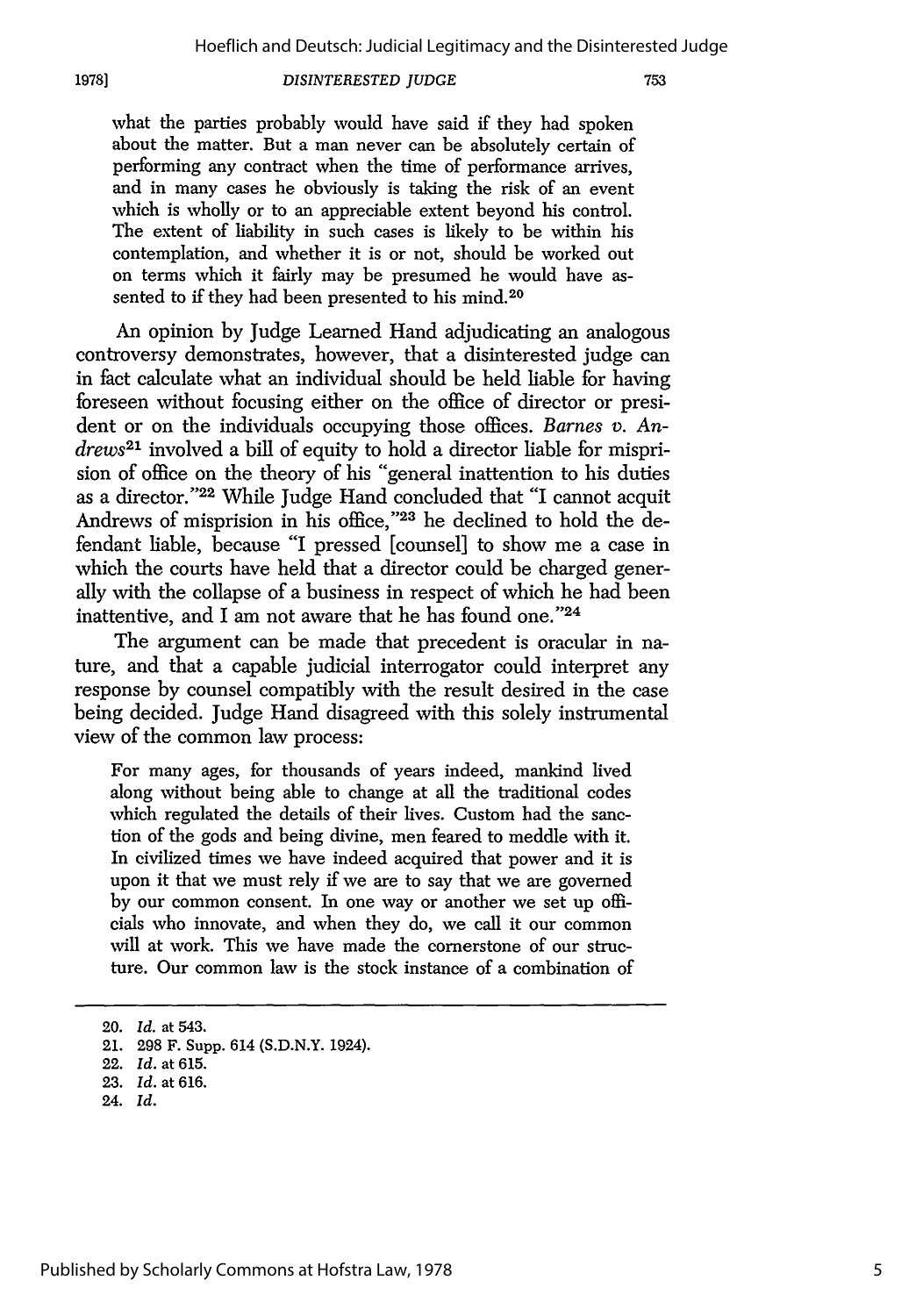what the parties probably would have said if they had spoken about the matter. But a man never can be absolutely certain of performing any contract when the time of performance arrives, and in many cases he obviously is taking the risk of an event which is wholly or to an appreciable extent beyond his control. The extent of liability in such cases is likely to be within his contemplation, and whether it is or not, should be worked out on terms which it fairly may be presumed he would have assented to if they had been presented to his mind.[20]

An opinion by Judge Learned Hand adjudicating an analogous controversy demonstrates, however, that a disinterested judge can in fact calculate what an individual should be held liable for having foreseen without focusing either on the office of director or president or on the individuals occupying those offices. *Barnes v. Andrews*[21] involved a bill of equity to hold a director liable for misprision of office on the theory of his "general inattention to his duties as a director."[22] While Judge Hand concluded that "I cannot acquit Andrews of misprision in his office,"[23] he declined to hold the defendant liable, because "I pressed [counsel] to show me a case in which the courts have held that a director could be charged generally with the collapse of a business in respect of which he had been inattentive, and I am not aware that he has found one."[24]

The argument can be made that precedent is oracular in nature, and that a capable judicial interrogator could interpret any response by counsel compatibly with the result desired in the case being decided. Judge Hand disagreed with this solely instrumental view of the common law process:

> For many ages, for thousands of years indeed, mankind lived along without being able to change at all the traditional codes which regulated the details of their lives. Custom had the sanction of the gods and being divine, men feared to meddle with it. In civilized times we have indeed acquired that power and it is upon it that we must rely if we are to say that we are governed by our common consent. In one way or another we set up officials who innovate, and when they do, we call it our common will at work. This we have made the cornerstone of our structure. Our common law is the stock instance of a combination of

---

20. *Id.* at 543.
21. 298 F. Supp. 614 (S.D.N.Y. 1924).
22. *Id.* at 615.
23. *Id.* at 616.
24. *Id.*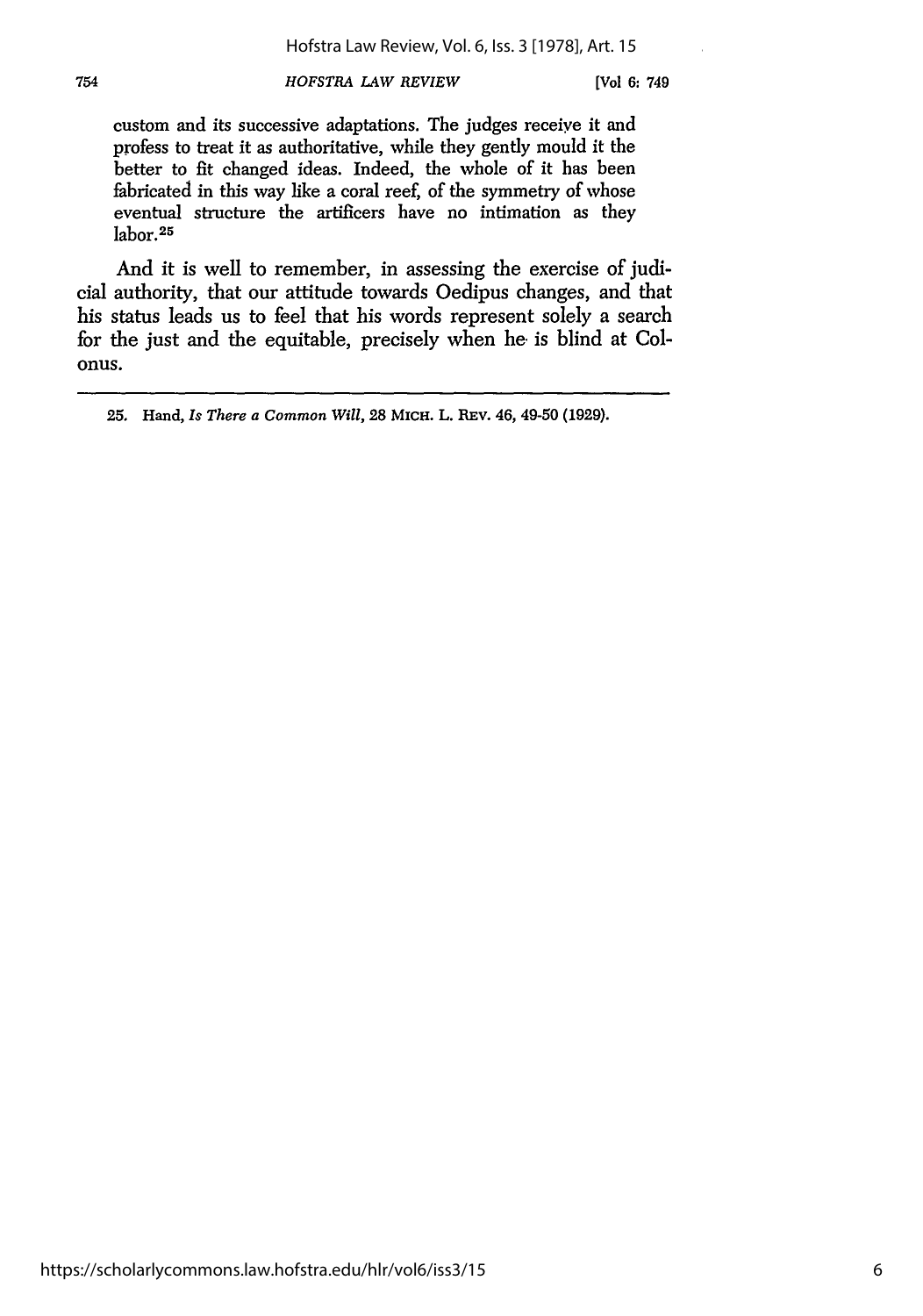custom and its successive adaptations. The judges receive it and profess to treat it as authoritative, while they gently mould it the better to fit changed ideas. Indeed, the whole of it has been fabricated in this way like a coral reef, of the symmetry of whose eventual structure the artificers have no intimation as they labor.[25]

And it is well to remember, in assessing the exercise of judicial authority, that our attitude towards Oedipus changes, and that his status leads us to feel that his words represent solely a search for the just and the equitable, precisely when he is blind at Colonus.

---

25. Hand, *Is There a Common Will*, 28 MICH. L. REV. 46, 49-50 (1929).